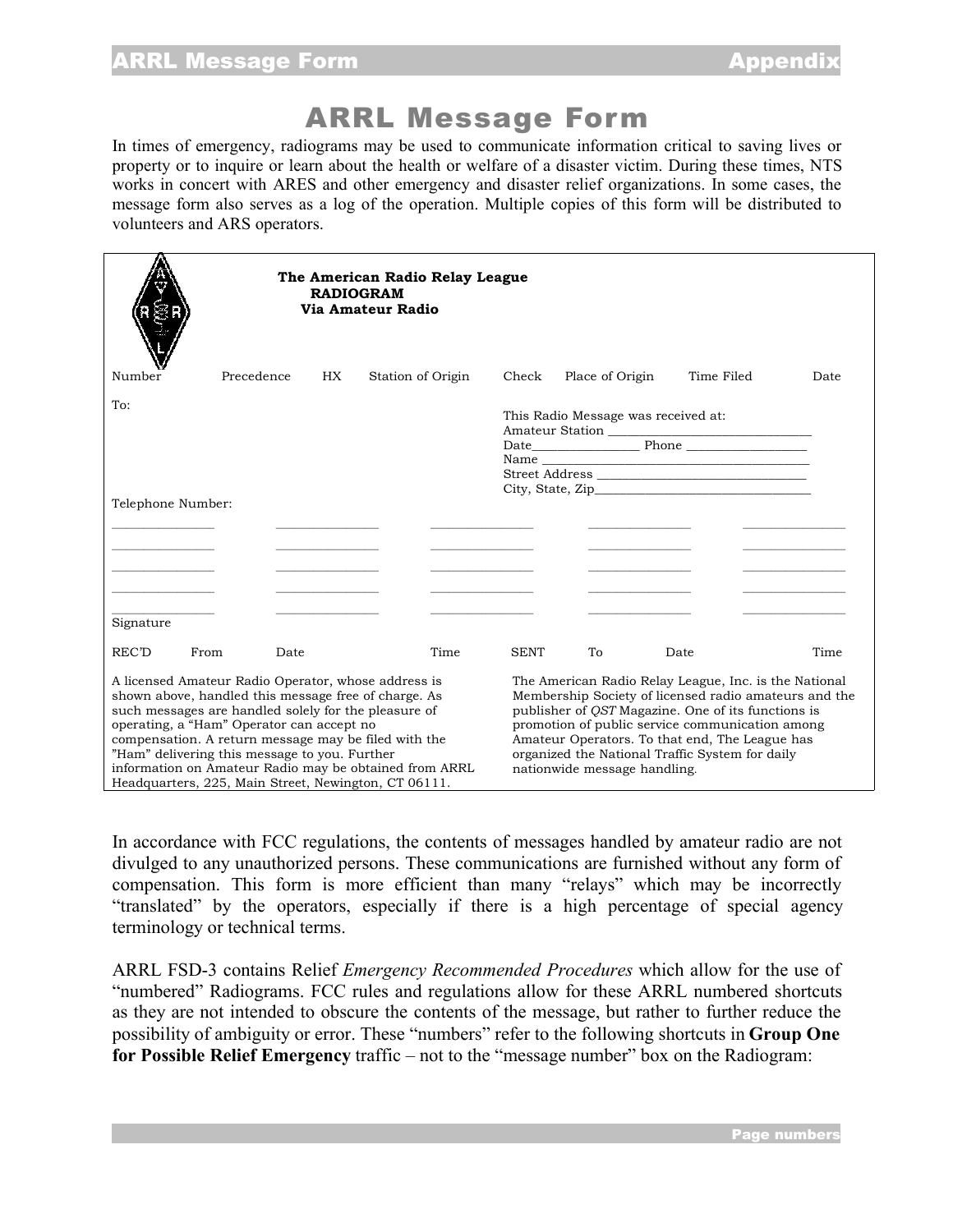// ARRL Message Form

# ARRL Message Form

In times of emergency, radiograms may be used to communicate information critical to saving lives or property or to inquire or learn about the health or welfare of a disaster victim. During these times, NTS works in concert with ARES and other emergency and disaster relief organizations. In some cases, the message form also serves as a log of the operation. Multiple copies of this form will be distributed to volunteers and ARS operators.

**The American Radio Relay League**
**RADIOGRAM**
**Via Amateur Radio**

| Number | Precedence | HX | Station of Origin | Check | Place of Origin | Time Filed | Date |
|---|---|---|---|---|---|---|---|
| | | | | | | | |

To:

Telephone Number:

This Radio Message was received at:
Amateur Station _______________________________
Date________________ Phone __________________
Name ___________________________________________
Street Address ________________________________
City, State, Zip_________________________________

| | | | | |
|---|---|---|---|---|
| _______________ | _______________ | _______________ | _______________ | _______________ |
| _______________ | _______________ | _______________ | _______________ | _______________ |
| _______________ | _______________ | _______________ | _______________ | _______________ |
| _______________ | _______________ | _______________ | _______________ | _______________ |
| _______________ | _______________ | _______________ | _______________ | _______________ |

Signature

| REC'D | From | Date | Time | SENT | To | Date | Time |
|---|---|---|---|---|---|---|---|
| | | | | | | | |

A licensed Amateur Radio Operator, whose address is shown above, handled this message free of charge. As such messages are handled solely for the pleasure of operating, a "Ham" Operator can accept no compensation. A return message may be filed with the "Ham" delivering this message to you. Further information on Amateur Radio may be obtained from ARRL Headquarters, 225, Main Street, Newington, CT 06111.

The American Radio Relay League, Inc. is the National Membership Society of licensed radio amateurs and the publisher of *QST* Magazine. One of its functions is promotion of public service communication among Amateur Operators. To that end, The League has organized the National Traffic System for daily nationwide message handling.

In accordance with FCC regulations, the contents of messages handled by amateur radio are not divulged to any unauthorized persons. These communications are furnished without any form of compensation. This form is more efficient than many "relays" which may be incorrectly "translated" by the operators, especially if there is a high percentage of special agency terminology or technical terms.

ARRL FSD-3 contains Relief *Emergency Recommended Procedures* which allow for the use of "numbered" Radiograms. FCC rules and regulations allow for these ARRL numbered shortcuts as they are not intended to obscure the contents of the message, but rather to further reduce the possibility of ambiguity or error. These "numbers" refer to the following shortcuts in **Group One for Possible Relief Emergency** traffic – not to the "message number" box on the Radiogram: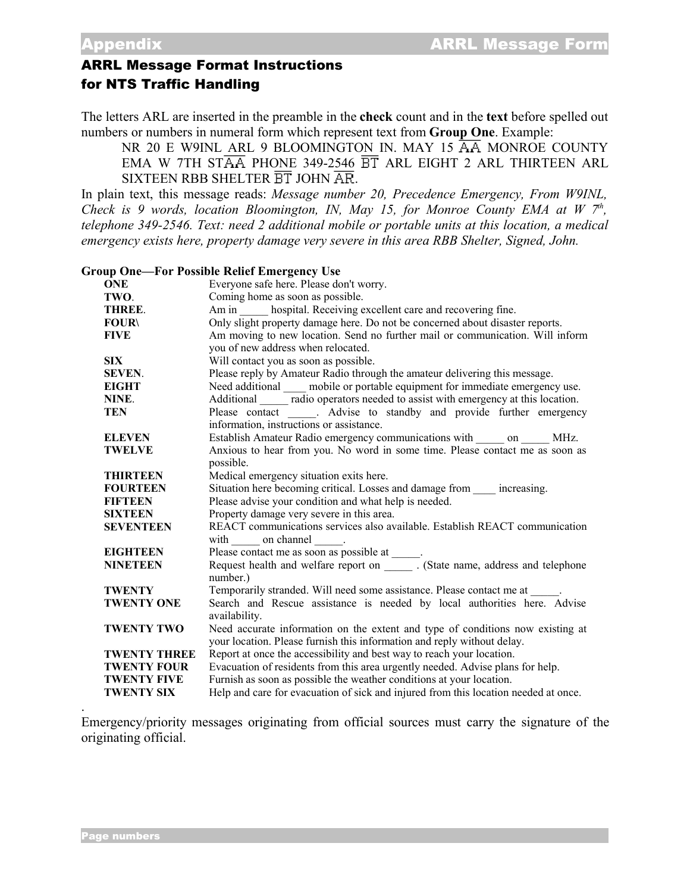## ARRL Message Format Instructions for NTS Traffic Handling

The letters ARL are inserted in the preamble in the **check** count and in the **text** before spelled out numbers or numbers in numeral form which represent text from **Group One**. Example:

> NR 20 E W9INL ARL 9 BLOOMINGTON IN. MAY 15 $\overline{\text{AA}}$ MONROE COUNTY EMA W 7TH ST$\overline{\text{AA}}$ PHONE 349-2546 $\overline{\text{BT}}$ ARL EIGHT 2 ARL THIRTEEN ARL SIXTEEN RBB SHELTER $\overline{\text{BT}}$ JOHN $\overline{\text{AR}}$.

In plain text, this message reads: *Message number 20, Precedence Emergency, From W9INL, Check is 9 words, location Bloomington, IN, May 15, for Monroe County EMA at W 7th, telephone 349-2546. Text: need 2 additional mobile or portable units at this location, a medical emergency exists here, property damage very severe in this area RBB Shelter, Signed, John.*

**Group One—For Possible Relief Emergency Use**

| | |
|---|---|
| **ONE** | Everyone safe here. Please don't worry. |
| **TWO**. | Coming home as soon as possible. |
| **THREE**. | Am in _____ hospital. Receiving excellent care and recovering fine. |
| **FOUR\** | Only slight property damage here. Do not be concerned about disaster reports. |
| **FIVE** | Am moving to new location. Send no further mail or communication. Will inform you of new address when relocated. |
| **SIX** | Will contact you as soon as possible. |
| **SEVEN**. | Please reply by Amateur Radio through the amateur delivering this message. |
| **EIGHT** | Need additional ____ mobile or portable equipment for immediate emergency use. |
| **NINE**. | Additional _____ radio operators needed to assist with emergency at this location. |
| **TEN** | Please contact _____. Advise to standby and provide further emergency information, instructions or assistance. |
| **ELEVEN** | Establish Amateur Radio emergency communications with _____ on _____ MHz. |
| **TWELVE** | Anxious to hear from you. No word in some time. Please contact me as soon as possible. |
| **THIRTEEN** | Medical emergency situation exits here. |
| **FOURTEEN** | Situation here becoming critical. Losses and damage from ____ increasing. |
| **FIFTEEN** | Please advise your condition and what help is needed. |
| **SIXTEEN** | Property damage very severe in this area. |
| **SEVENTEEN** | REACT communications services also available. Establish REACT communication with _____ on channel _____. |
| **EIGHTEEN** | Please contact me as soon as possible at _____. |
| **NINETEEN** | Request health and welfare report on _____ . (State name, address and telephone number.) |
| **TWENTY** | Temporarily stranded. Will need some assistance. Please contact me at _____. |
| **TWENTY ONE** | Search and Rescue assistance is needed by local authorities here. Advise availability. |
| **TWENTY TWO** | Need accurate information on the extent and type of conditions now existing at your location. Please furnish this information and reply without delay. |
| **TWENTY THREE** | Report at once the accessibility and best way to reach your location. |
| **TWENTY FOUR** | Evacuation of residents from this area urgently needed. Advise plans for help. |
| **TWENTY FIVE** | Furnish as soon as possible the weather conditions at your location. |
| **TWENTY SIX** | Help and care for evacuation of sick and injured from this location needed at once. |

.

Emergency/priority messages originating from official sources must carry the signature of the originating official.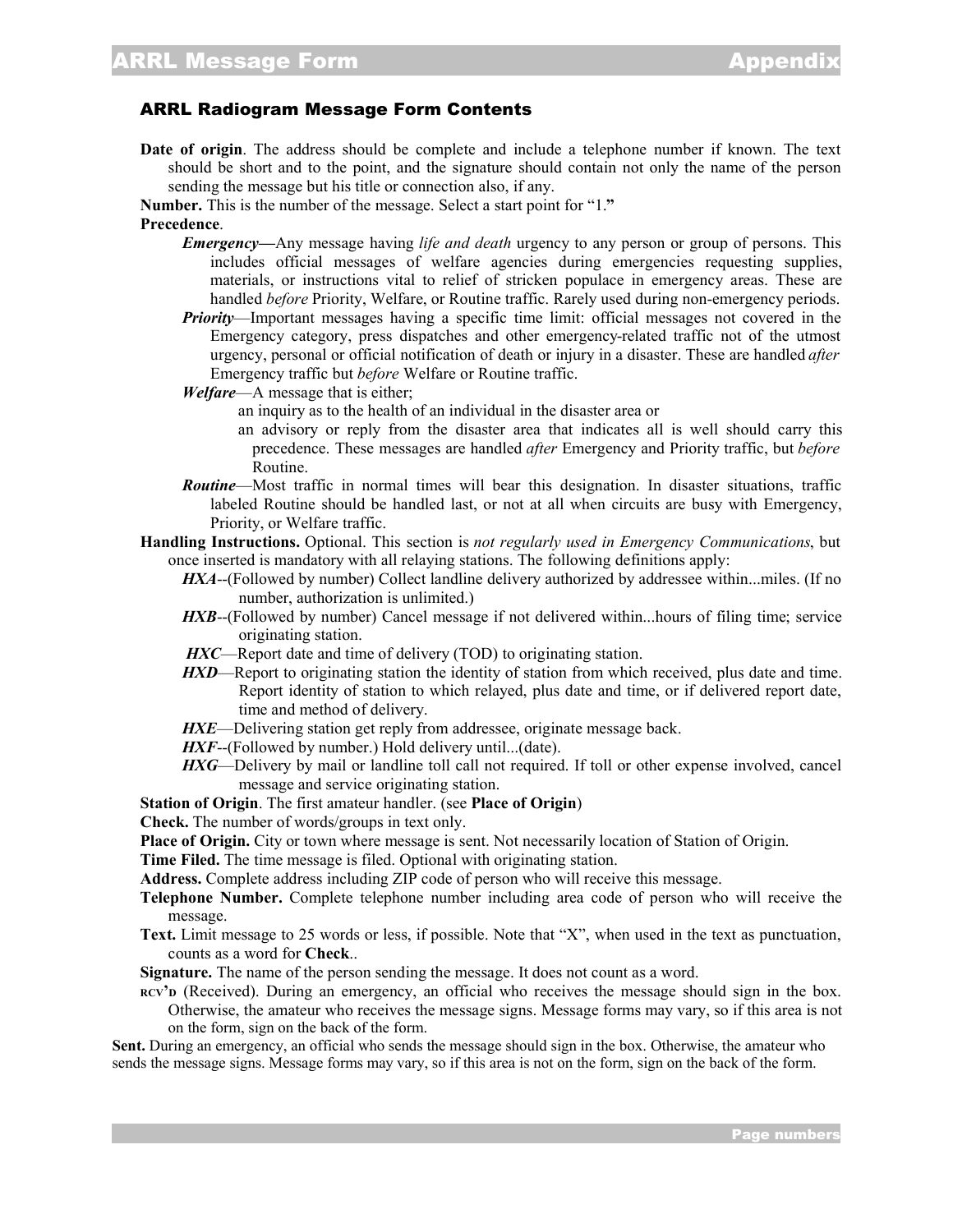## ARRL Radiogram Message Form Contents

**Date of origin**. The address should be complete and include a telephone number if known. The text should be short and to the point, and the signature should contain not only the name of the person sending the message but his title or connection also, if any.

**Number.** This is the number of the message. Select a start point for "1."

**Precedence**.

- ***Emergency*—**Any message having *life and death* urgency to any person or group of persons. This includes official messages of welfare agencies during emergencies requesting supplies, materials, or instructions vital to relief of stricken populace in emergency areas. These are handled *before* Priority, Welfare, or Routine traffic. Rarely used during non-emergency periods.
- ***Priority***—Important messages having a specific time limit: official messages not covered in the Emergency category, press dispatches and other emergency-related traffic not of the utmost urgency, personal or official notification of death or injury in a disaster. These are handled *after* Emergency traffic but *before* Welfare or Routine traffic.
- ***Welfare***—A message that is either;
  - an inquiry as to the health of an individual in the disaster area or
  - an advisory or reply from the disaster area that indicates all is well should carry this precedence. These messages are handled *after* Emergency and Priority traffic, but *before* Routine.
- ***Routine***—Most traffic in normal times will bear this designation. In disaster situations, traffic labeled Routine should be handled last, or not at all when circuits are busy with Emergency, Priority, or Welfare traffic.

**Handling Instructions.** Optional. This section is *not regularly used in Emergency Communications*, but once inserted is mandatory with all relaying stations. The following definitions apply:

- ***HXA***--(Followed by number) Collect landline delivery authorized by addressee within...miles. (If no number, authorization is unlimited.)
- ***HXB***--(Followed by number) Cancel message if not delivered within...hours of filing time; service originating station.
- ***HXC***—Report date and time of delivery (TOD) to originating station.
- ***HXD***—Report to originating station the identity of station from which received, plus date and time. Report identity of station to which relayed, plus date and time, or if delivered report date, time and method of delivery.
- ***HXE***—Delivering station get reply from addressee, originate message back.
- ***HXF***--(Followed by number.) Hold delivery until...(date).
- ***HXG***—Delivery by mail or landline toll call not required. If toll or other expense involved, cancel message and service originating station.

**Station of Origin**. The first amateur handler. (see **Place of Origin**)

**Check.** The number of words/groups in text only.

**Place of Origin.** City or town where message is sent. Not necessarily location of Station of Origin.

**Time Filed.** The time message is filed. Optional with originating station.

**Address.** Complete address including ZIP code of person who will receive this message.

**Telephone Number.** Complete telephone number including area code of person who will receive the message.

**Text.** Limit message to 25 words or less, if possible. Note that "X", when used in the text as punctuation, counts as a word for **Check**..

**Signature.** The name of the person sending the message. It does not count as a word.

**RCV'D** (Received). During an emergency, an official who receives the message should sign in the box. Otherwise, the amateur who receives the message signs. Message forms may vary, so if this area is not on the form, sign on the back of the form.

**Sent.** During an emergency, an official who sends the message should sign in the box. Otherwise, the amateur who sends the message signs. Message forms may vary, so if this area is not on the form, sign on the back of the form.